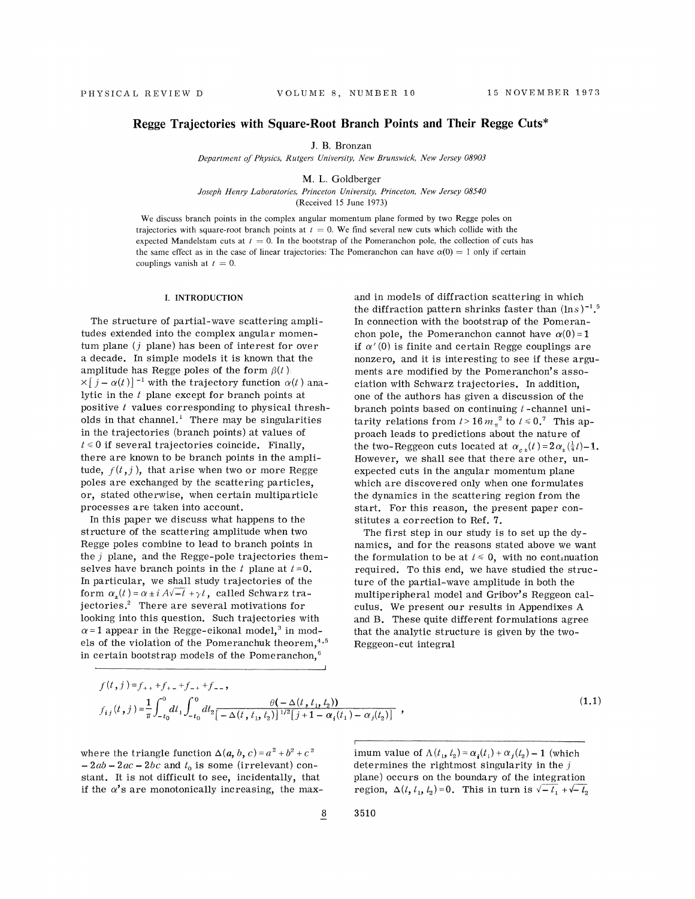# Regge Trajectories with Square-Root Branch Points and Their Regge Cuts*

J. B. Bronzan

*Department of Physics, Rutgers University, New Brunswick, New Jersey 08903*

M. L. Goldberger

*Joseph Henry Laboratories, Princeton University, Princeton, New Jersey 08540*

(Received 15 June 1973)

We discuss branch points in the complex angular momentum plane formed by two Regge poles on trajectories with square-root branch points at $t = 0$. We find several new cuts which collide with the expected Mandelstam cuts at $t = 0$. In the bootstrap of the Pomeranchon pole, the collection of cuts has the same effect as in the case of linear trajectories: The Pomeranchon can have $\alpha(0) = 1$ only if certain couplings vanish at $t = 0$.

## I. INTRODUCTION

The structure of partial-wave scattering amplitudes extended into the complex angular momentum plane ($j$ plane) has been of interest for over a decade. In simple models it is known that the amplitude has Regge poles of the form $\beta(t)\times[j-\alpha(t)]^{-1}$ with the trajectory function $\alpha(t)$ analytic in the $t$ plane except for branch points at positive $t$ values corresponding to physical thresholds in that channel.[1] There may be singularities in the trajectories (branch points) at values of $t \leq 0$ if several trajectories coincide. Finally, there are known to be branch points in the amplitude, $f(t,j)$, that arise when two or more Regge poles are exchanged by the scattering particles, or, stated otherwise, when certain multiparticle processes are taken into account.

In this paper we discuss what happens to the structure of the scattering amplitude when two Regge poles combine to lead to branch points in the $j$ plane, and the Regge-pole trajectories themselves have branch points in the $t$ plane at $t=0$. In particular, we shall study trajectories of the form $\alpha_\pm(t) = \alpha \pm i A\sqrt{-t} + \gamma t$, called Schwarz trajectories.[2] There are several motivations for looking into this question. Such trajectories with $\alpha = 1$ appear in the Regge-eikonal model,[3] in models of the violation of the Pomeranchuk theorem,[4,5] in certain bootstrap models of the Pomeranchon,[6] and in models of diffraction scattering in which the diffraction pattern shrinks faster than $(\ln s)^{-1}$.[5] In connection with the bootstrap of the Pomeranchon pole, the Pomeranchon cannot have $\alpha(0)=1$ if $\alpha'(0)$ is finite and certain Regge couplings are nonzero, and it is interesting to see if these arguments are modified by the Pomeranchon's association with Schwarz trajectories. In addition, one of the authors has given a discussion of the branch points based on continuing $t$-channel unitarity relations from $t > 16\,m_\pi^2$ to $t \leq 0$.[7] This approach leads to predictions about the nature of the two-Reggeon cuts located at $\alpha_{c\pm}(t) = 2\alpha_\pm(\frac{1}{4}t) - 1$. However, we shall see that there are other, unexpected cuts in the angular momentum plane which are discovered only when one formulates the dynamics in the scattering region from the start. For this reason, the present paper constitutes a correction to Ref. 7.

The first step in our study is to set up the dynamics, and for the reasons stated above we want the formulation to be at $t \leq 0$, with no continuation required. To this end, we have studied the structure of the partial-wave amplitude in both the multiperipheral model and Gribov's Reggeon calculus. We present our results in Appendixes A and B. These quite different formulations agree that the analytic structure is given by the two-Reggeon-cut integral

$$f(t,j) = f_{++} + f_{+-} + f_{-+} + f_{--},$$
$$f_{ij}(t,j) = \frac{1}{\pi}\int_{-t_0}^{0} dt_1 \int_{-t_0}^{0} dt_2 \frac{\theta(-\Delta(t,t_1,t_2))}{[-\Delta(t,t_1,t_2)]^{1/2}[j+1-\alpha_i(t_1)-\alpha_j(t_2)]}, \tag{1.1}$$

where the triangle function $\Delta(a,b,c) = a^2+b^2+c^2-2ab-2ac-2bc$ and $t_0$ is some (irrelevant) constant. It is not difficult to see, incidentally, that if the $\alpha$'s are monotonically increasing, the maximum value of $\Lambda(t_1,t_2) = \alpha_i(t_1)+\alpha_j(t_2)-1$ (which determines the rightmost singularity in the $j$ plane) occurs on the boundary of the integration region, $\Delta(t,t_1,t_2)=0$. This in turn is $\sqrt{-t_1}+\sqrt{-t_2}$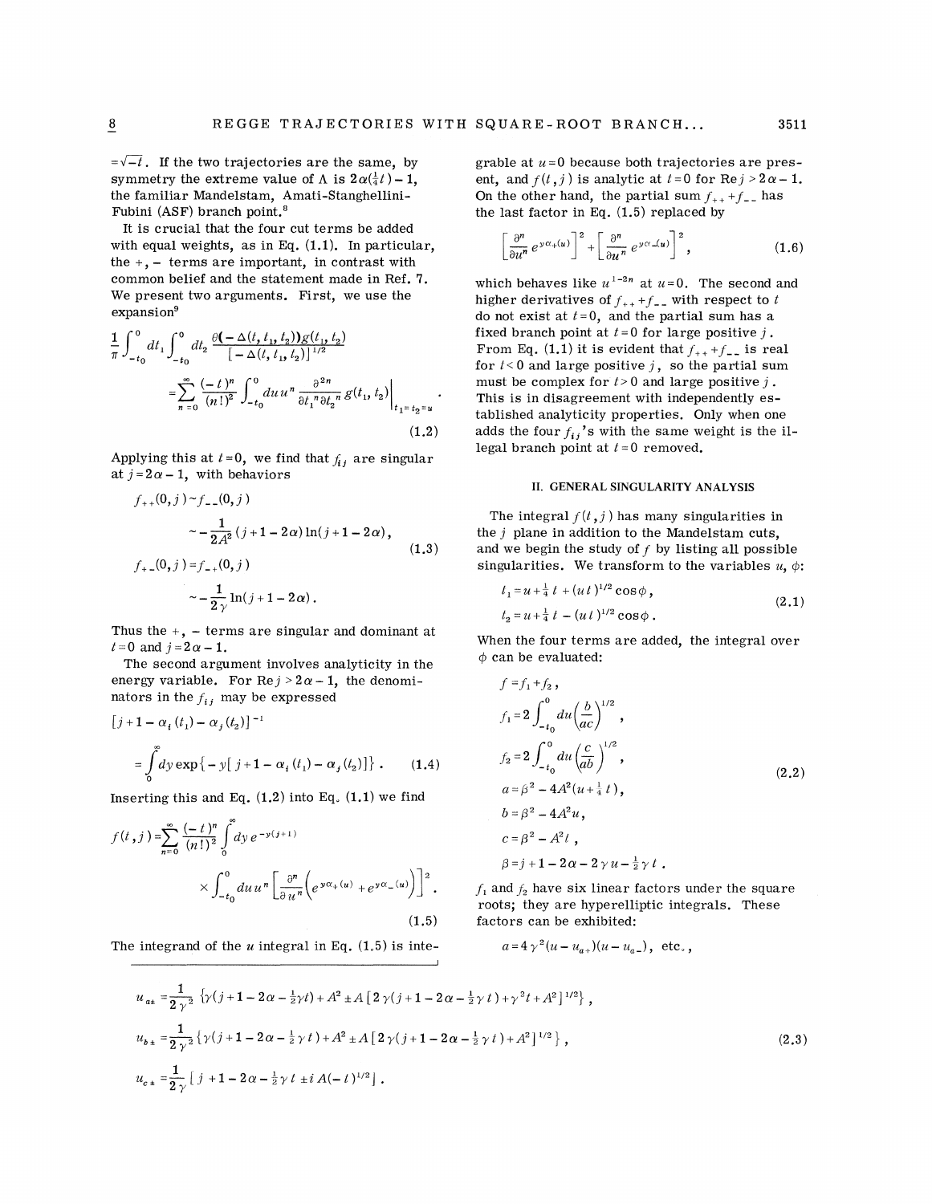$=\sqrt{-t}$. If the two trajectories are the same, by symmetry the extreme value of $\Lambda$ is $2\alpha(\frac{1}{4}t)-1$, the familiar Mandelstam, Amati-Stanghellini-Fubini (ASF) branch point.[8]

It is crucial that the four cut terms be added with equal weights, as in Eq. (1.1). In particular, the $+,-$ terms are important, in contrast with common belief and the statement made in Ref. 7. We present two arguments. First, we use the expansion[9]

$$\frac{1}{\pi}\int_{-t_0}^{0} dt_1 \int_{-t_0}^{0} dt_2 \frac{\theta(-\Delta(t,t_1,t_2))g(t_1,t_2)}{[-\Delta(t,t_1,t_2)]^{1/2}} = \sum_{n=0}^{\infty}\frac{(-t)^n}{(n!)^2}\int_{-t_0}^{0} du\, u^n \frac{\partial^{2n}}{\partial t_1^{\,n}\partial t_2^{\,n}} g(t_1,t_2)\Big|_{t_1=t_2=u} . \tag{1.2}$$

Applying this at $t=0$, we find that $f_{ij}$ are singular at $j=2\alpha-1$, with behaviors

$$\begin{aligned} f_{++}(0,j) &\sim f_{--}(0,j) \\ &\sim -\frac{1}{2A^2}(j+1-2\alpha)\ln(j+1-2\alpha), \\ f_{+-}(0,j) &= f_{-+}(0,j) \\ &\sim -\frac{1}{2\gamma}\ln(j+1-2\alpha). \end{aligned} \tag{1.3}$$

Thus the $+,-$ terms are singular and dominant at $t=0$ and $j=2\alpha-1$.

The second argument involves analyticity in the energy variable. For $\mathrm{Re}\, j>2\alpha-1$, the denominators in the $f_{ij}$ may be expressed

$$[j+1-\alpha_i(t_1)-\alpha_j(t_2)]^{-1} = \int_0^{\infty} dy \exp\{-y[j+1-\alpha_i(t_1)-\alpha_j(t_2)]\}. \tag{1.4}$$

Inserting this and Eq. (1.2) into Eq. (1.1) we find

$$f(t,j)=\sum_{n=0}^{\infty}\frac{(-t)^n}{(n!)^2}\int_0^{\infty} dy\, e^{-y(j+1)} \times \int_{-t_0}^{0} du\, u^n\left[\frac{\partial^n}{\partial u^n}\left(e^{y\alpha_+(u)}+e^{y\alpha_-(u)}\right)\right]^2. \tag{1.5}$$

The integrand of the $u$ integral in Eq. (1.5) is integrable at $u=0$ because both trajectories are present, and $f(t,j)$ is analytic at $t=0$ for $\mathrm{Re}\, j>2\alpha-1$. On the other hand, the partial sum $f_{++}+f_{--}$ has the last factor in Eq. (1.5) replaced by

$$\left[\frac{\partial^n}{\partial u^n}e^{y\alpha_+(u)}\right]^2+\left[\frac{\partial^n}{\partial u^n}e^{y\alpha_-(u)}\right]^2, \tag{1.6}$$

which behaves like $u^{1-2n}$ at $u=0$. The second and higher derivatives of $f_{++}+f_{--}$ with respect to $t$ do not exist at $t=0$, and the partial sum has a fixed branch point at $t=0$ for large positive $j$. From Eq. (1.1) it is evident that $f_{++}+f_{--}$ is real for $t<0$ and large positive $j$, so the partial sum must be complex for $t>0$ and large positive $j$. This is in disagreement with independently established analyticity properties. Only when one adds the four $f_{ij}$'s with the same weight is the illegal branch point at $t=0$ removed.

## II. GENERAL SINGULARITY ANALYSIS

The integral $f(t,j)$ has many singularities in the $j$ plane in addition to the Mandelstam cuts, and we begin the study of $f$ by listing all possible singularities. We transform to the variables $u$, $\phi$:

$$\begin{aligned} t_1 &= u+\tfrac{1}{4}t+(ut)^{1/2}\cos\phi, \\ t_2 &= u+\tfrac{1}{4}t-(ut)^{1/2}\cos\phi. \end{aligned} \tag{2.1}$$

When the four terms are added, the integral over $\phi$ can be evaluated:

$$\begin{aligned} f &= f_1+f_2, \\ f_1 &= 2\int_{-t_0}^{0} du\left(\frac{b}{ac}\right)^{1/2}, \\ f_2 &= 2\int_{-t_0}^{0} du\left(\frac{c}{ab}\right)^{1/2}, \\ a &= \beta^2-4A^2(u+\tfrac{1}{4}t), \\ b &= \beta^2-4A^2u, \\ c &= \beta^2-A^2t, \\ \beta &= j+1-2\alpha-2\gamma u-\tfrac{1}{2}\gamma t. \end{aligned} \tag{2.2}$$

$f_1$ and $f_2$ have six linear factors under the square roots; they are hyperelliptic integrals. These factors can be exhibited:

$$a=4\gamma^2(u-u_{a+})(u-u_{a-}),\ \text{etc.},$$

$$\begin{aligned} u_{a\pm} &= \frac{1}{2\gamma^2}\{\gamma(j+1-2\alpha-\tfrac{1}{2}\gamma t)+A^2\pm A[2\gamma(j+1-2\alpha-\tfrac{1}{2}\gamma t)+\gamma^2 t+A^2]^{1/2}\}, \\ u_{b\pm} &= \frac{1}{2\gamma^2}\{\gamma(j+1-2\alpha-\tfrac{1}{2}\gamma t)+A^2\pm A[2\gamma(j+1-2\alpha-\tfrac{1}{2}\gamma t)+A^2]^{1/2}\}, \\ u_{c\pm} &= \frac{1}{2\gamma}[j+1-2\alpha-\tfrac{1}{2}\gamma t\pm iA(-t)^{1/2}]. \end{aligned} \tag{2.3}$$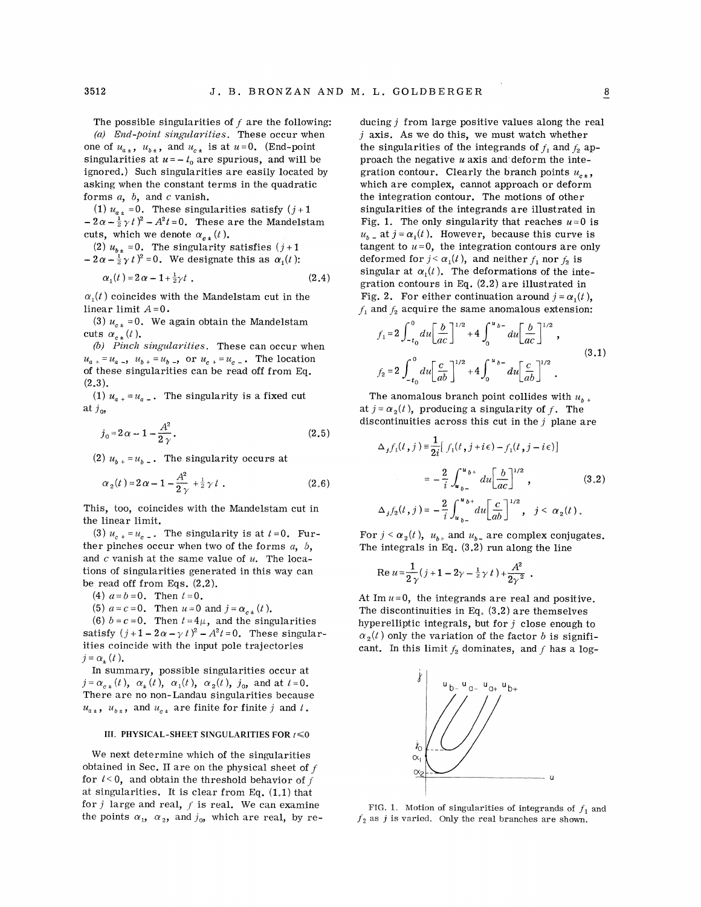The possible singularities of $f$ are the following:

*(a) End-point singularities.* These occur when one of $u_{a\pm}$, $u_{b\pm}$, and $u_{c\pm}$ is at $u=0$. (End-point singularities at $u=-t_0$ are spurious, and will be ignored.) Such singularities are easily located by asking when the constant terms in the quadratic forms $a$, $b$, and $c$ vanish.

(1) $u_{a\pm}=0$. These singularities satisfy $(j+1-2\alpha-\frac{1}{2}\gamma t)^2-A^2t=0$. These are the Mandelstam cuts, which we denote $\alpha_{c\pm}(t)$.

(2) $u_{b\pm}=0$. The singularity satisfies $(j+1-2\alpha-\frac{1}{2}\gamma t)^2=0$. We designate this as $\alpha_1(t)$:

$$\alpha_1(t)=2\alpha-1+\tfrac{1}{2}\gamma t\ . \tag{2.4}$$

$\alpha_1(t)$ coincides with the Mandelstam cut in the linear limit $A=0$.

(3) $u_{c\pm}=0$. We again obtain the Mandelstam cuts $\alpha_{c\pm}(t)$.

*(b) Pinch singularities.* These can occur when $u_{a+}=u_{a-}$, $u_{b+}=u_{b-}$, or $u_{c+}=u_{c-}$. The location of these singularities can be read off from Eq. (2.3).

(1) $u_{a+}=u_{a-}$. The singularity is a fixed cut at $j_0$,

$$j_0=2\alpha-1-\frac{A^2}{2\gamma}. \tag{2.5}$$

(2) $u_{b+}=u_{b-}$. The singularity occurs at

$$\alpha_2(t)=2\alpha-1-\frac{A^2}{2\gamma}+\tfrac{1}{2}\gamma t\ . \tag{2.6}$$

This, too, coincides with the Mandelstam cut in the linear limit.

(3) $u_{c+}=u_{c-}$. The singularity is at $t=0$. Further pinches occur when two of the forms $a$, $b$, and $c$ vanish at the same value of $u$. The locations of singularities generated in this way can be read off from Eqs. (2.2).

(4) $a=b=0$. Then $t=0$.

(5) $a=c=0$. Then $u=0$ and $j=\alpha_{c\pm}(t)$.

(6) $b=c=0$. Then $t=4\mu$, and the singularities satisfy $(j+1-2\alpha-\gamma t)^2-A^2t=0$. These singularities coincide with the input pole trajectories $j=\alpha_\pm(t)$.

In summary, possible singularities occur at $j=\alpha_{c\pm}(t)$, $\alpha_\pm(t)$, $\alpha_1(t)$, $\alpha_2(t)$, $j_0$, and at $t=0$. There are no non-Landau singularities because $u_{a\pm}$, $u_{b\pm}$, and $u_{c\pm}$ are finite for finite $j$ and $t$.

### III. PHYSICAL-SHEET SINGULARITIES FOR $t\leq 0$

We next determine which of the singularities obtained in Sec. II are on the physical sheet of $f$ for $t<0$, and obtain the threshold behavior of $f$ at singularities. It is clear from Eq. (1.1) that for $j$ large and real, $f$ is real. We can examine the points $\alpha_1$, $\alpha_2$, and $j_0$, which are real, by reducing $j$ from large positive values along the real $j$ axis. As we do this, we must watch whether the singularities of the integrands of $f_1$ and $f_2$ approach the negative $u$ axis and deform the integration contour. Clearly the branch points $u_{c\pm}$, which are complex, cannot approach or deform the integration contour. The motions of other singularities of the integrands are illustrated in Fig. 1. The only singularity that reaches $u=0$ is $u_{b-}$ at $j=\alpha_1(t)$. However, because this curve is tangent to $u=0$, the integration contours are only deformed for $j<\alpha_1(t)$, and neither $f_1$ nor $f_2$ is singular at $\alpha_1(t)$. The deformations of the integration contours in Eq. (2.2) are illustrated in Fig. 2. For either continuation around $j=\alpha_1(t)$, $f_1$ and $f_2$ acquire the same anomalous extension:

$$\begin{aligned} f_1&=2\int_{-t_0}^{0}du\left[\frac{b}{ac}\right]^{1/2}+4\int_0^{u_{b-}}du\left[\frac{b}{ac}\right]^{1/2},\\ f_2&=2\int_{-t_0}^{0}du\left[\frac{c}{ab}\right]^{1/2}+4\int_0^{u_{b-}}du\left[\frac{c}{ab}\right]^{1/2}. \end{aligned} \tag{3.1}$$

The anomalous branch point collides with $u_{b+}$ at $j=\alpha_2(t)$, producing a singularity of $f$. The discontinuities across this cut in the $j$ plane are

$$\begin{aligned} \Delta_jf_1(t,j)&\equiv\frac{1}{2i}[f_1(t,j+i\epsilon)-f_1(t,j-i\epsilon)]\\ &=-\frac{2}{i}\int_{u_{b-}}^{u_{b+}}du\left[\frac{b}{ac}\right]^{1/2},\\ \Delta_jf_2(t,j)&=-\frac{2}{i}\int_{u_{b-}}^{u_{b+}}du\left[\frac{c}{ab}\right]^{1/2},\quad j<\alpha_2(t). \end{aligned} \tag{3.2}$$

For $j<\alpha_2(t)$, $u_{b+}$ and $u_{b-}$ are complex conjugates. The integrals in Eq. (3.2) run along the line

$$\mathrm{Re}\,u=\frac{1}{2\gamma}(j+1-2\gamma-\tfrac{1}{2}\gamma t)+\frac{A^2}{2\gamma^2}\ .$$

At $\mathrm{Im}\,u=0$, the integrands are real and positive. The discontinuities in Eq. (3.2) are themselves hyperelliptic integrals, but for $j$ close enough to $\alpha_2(t)$ only the variation of the factor $b$ is significant. In this limit $f_2$ dominates, and $f$ has a log-

FIG. 1. Motion of singularities of integrands of $f_1$ and $f_2$ as $j$ is varied. Only the real branches are shown.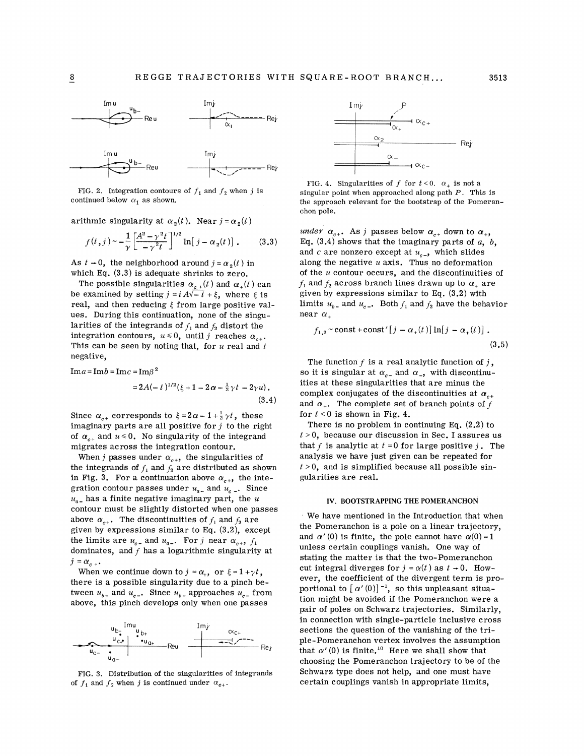FIG. 2. Integration contours of $f_1$ and $f_2$ when $j$ is continued below $\alpha_1$ as shown.

arithmic singularity at $\alpha_2(t)$. Near $j=\alpha_2(t)$

$$f(t,j) \sim -\frac{1}{\gamma}\left[\frac{A^2-\gamma^2 t}{-\gamma^2 t}\right]^{1/2} \ln[\,j-\alpha_2(t)]\,. \qquad (3.3)$$

As $t \to 0$, the neighborhood around $j=\alpha_2(t)$ in which Eq. (3.3) is adequate shrinks to zero.

The possible singularities $\alpha_{c+}(t)$ and $\alpha_+(t)$ can be examined by setting $j = iA\sqrt{-t}+\xi$, where $\xi$ is real, and then reducing $\xi$ from large positive values. During this continuation, none of the singularities of the integrands of $f_1$ and $f_2$ distort the integration contours, $u \leq 0$, until $j$ reaches $\alpha_{c+}$. This can be seen by noting that, for $u$ real and $t$ negative,

$$\begin{aligned}\operatorname{Im} a = \operatorname{Im} b = \operatorname{Im} c &= \operatorname{Im} \beta^2 \\ &= 2A(-t)^{1/2}(\xi+1-2\alpha-\tfrac{1}{2}\gamma t - 2\gamma u)\,. \end{aligned} \qquad (3.4)$$

Since $\alpha_{c+}$ corresponds to $\xi = 2\alpha - 1 + \frac{1}{2}\gamma t$, these imaginary parts are all positive for $j$ to the right of $\alpha_{c+}$ and $u \leq 0$. No singularity of the integrand migrates across the integration contour.

When $j$ passes under $\alpha_{c+}$, the singularities of the integrands of $f_1$ and $f_2$ are distributed as shown in Fig. 3. For a continuation above $\alpha_{c+}$, the integration contour passes under $u_{a-}$ and $u_{c-}$. Since $u_{a-}$ has a finite negative imaginary part, the $u$ contour must be slightly distorted when one passes above $\alpha_{c+}$. The discontinuities of $f_1$ and $f_2$ are given by expressions similar to Eq. (3.2), except the limits are $u_{c-}$ and $u_{a-}$. For $j$ near $\alpha_{c+}$, $f_1$ dominates, and $f$ has a logarithmic singularity at $j=\alpha_{c+}$.

When we continue down to $j=\alpha_+$, or $\xi = 1+\gamma t$, there is a possible singularity due to a pinch between $u_{b-}$ and $u_{c-}$. Since $u_{b-}$ approaches $u_{c-}$ from above, this pinch develops only when one passes under $\alpha_{c+}$. As $j$ passes below $\alpha_{c+}$ down to $\alpha_+$, Eq. (3.4) shows that the imaginary parts of $a$, $b$, and $c$ are nonzero except at $u_{c-}$, which slides along the negative $u$ axis. Thus no deformation of the $u$ contour occurs, and the discontinuities of $f_1$ and $f_2$ across branch lines drawn up to $\alpha_+$ are given by expressions similar to Eq. (3.2) with limits $u_{b-}$ and $u_{c-}$. Both $f_1$ and $f_2$ have the behavior near $\alpha_+$

$$f_{1,2} \sim \text{const} + \text{const}'\,[\,j-\alpha_+(t)]\ln[\,j-\alpha_+(t)]\,. \qquad (3.5)$$

FIG. 3. Distribution of the singularities of integrands of $f_1$ and $f_2$ when $j$ is continued under $\alpha_{c+}$.

FIG. 4. Singularities of $f$ for $t<0$. $\alpha_+$ is not a singular point when approached along path $P$. This is the approach relevant for the bootstrap of the Pomeranchon pole.

The function $f$ is a real analytic function of $j$, so it is singular at $\alpha_{c-}$ and $\alpha_-$, with discontinuities at these singularities that are minus the complex conjugates of the discontinuities at $\alpha_{c+}$ and $\alpha_+$. The complete set of branch points of $f$ for $t<0$ is shown in Fig. 4.

There is no problem in continuing Eq. (2.2) to $t>0$, because our discussion in Sec. I assures us that $f$ is analytic at $t=0$ for large positive $j$. The analysis we have just given can be repeated for $t>0$, and is simplified because all possible singularities are real.

## IV. BOOTSTRAPPING THE POMERANCHON

We have mentioned in the Introduction that when the Pomeranchon is a pole on a linear trajectory, and $\alpha'(0)$ is finite, the pole cannot have $\alpha(0)=1$ unless certain couplings vanish. One way of stating the matter is that the two-Pomeranchon cut integral diverges for $j=\alpha(t)$ as $t \to 0$. However, the coefficient of the divergent term is proportional to $[\alpha'(0)]^{-1}$, so this unpleasant situation might be avoided if the Pomeranchon were a pair of poles on Schwarz trajectories. Similarly, in connection with single-particle inclusive cross sections the question of the vanishing of the triple-Pomeranchon vertex involves the assumption that $\alpha'(0)$ is finite.[10] Here we shall show that choosing the Pomeranchon trajectory to be of the Schwarz type does not help, and one must have certain couplings vanish in appropriate limits,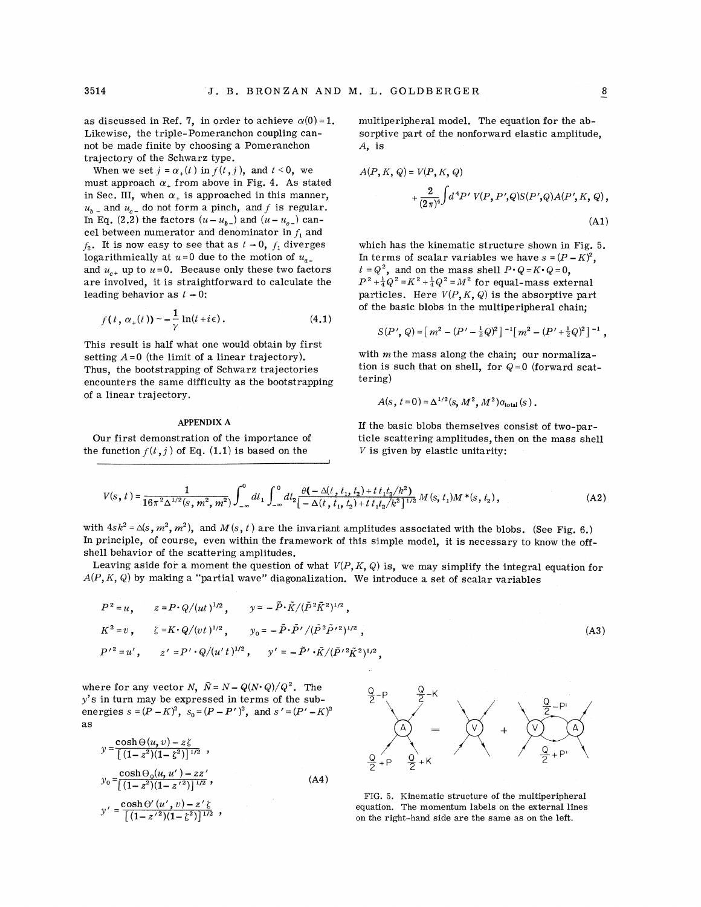as discussed in Ref. 7, in order to achieve $\alpha(0)=1$. Likewise, the triple-Pomeranchon coupling cannot be made finite by choosing a Pomeranchon trajectory of the Schwarz type.

When we set $j=\alpha_+(t)$ in $f(t,j)$, and $t<0$, we must approach $\alpha_+$ from above in Fig. 4. As stated in Sec. III, when $\alpha_+$ is approached in this manner, $u_{b-}$ and $u_{c-}$ do not form a pinch, and $f$ is regular. In Eq. (2.2) the factors $(u-u_{b-})$ and $(u-u_{c-})$ cancel between numerator and denominator in $f_1$ and $f_2$. It is now easy to see that as $t\to 0$, $f_1$ diverges logarithmically at $u=0$ due to the motion of $u_{a-}$ and $u_{c+}$ up to $u=0$. Because only these two factors are involved, it is straightforward to calculate the leading behavior as $t\to 0$:

$$f(t,\alpha_+(t))\sim -\frac{1}{\gamma}\ln(t+i\epsilon). \tag{4.1}$$

This result is half what one would obtain by first setting $A=0$ (the limit of a linear trajectory). Thus, the bootstrapping of Schwarz trajectories encounters the same difficulty as the bootstrapping of a linear trajectory.

## APPENDIX A

Our first demonstration of the importance of the function $f(t,j)$ of Eq. (1.1) is based on the multiperipheral model. The equation for the absorptive part of the nonforward elastic amplitude, $A$, is

$$A(P,K,Q)=V(P,K,Q)+\frac{2}{(2\pi)^4}\int d^4P'\,V(P,P',Q)S(P',Q)A(P',K,Q), \tag{A1}$$

which has the kinematic structure shown in Fig. 5. In terms of scalar variables we have $s=(P-K)^2$, $t=Q^2$, and on the mass shell $P\cdot Q=K\cdot Q=0$, $P^2+\frac{1}{4}Q^2=K^2+\frac{1}{4}Q^2=M^2$ for equal-mass external particles. Here $V(P,K,Q)$ is the absorptive part of the basic blobs in the multiperipheral chain;

$$S(P',Q)=[m^2-(P'-\tfrac{1}{2}Q)^2]^{-1}[m^2-(P'+\tfrac{1}{2}Q)^2]^{-1},$$

with $m$ the mass along the chain; our normalization is such that on shell, for $Q=0$ (forward scattering)

$$A(s,t=0)=\Delta^{1/2}(s,M^2,M^2)\sigma_{\text{total}}(s).$$

If the basic blobs themselves consist of two-particle scattering amplitudes, then on the mass shell $V$ is given by elastic unitarity:

$$V(s,t)=\frac{1}{16\pi^2\Delta^{1/2}(s,m^2,m^2)}\int_{-\infty}^{0}dt_1\int_{-\infty}^{0}dt_2\frac{\theta(-\Delta(t,t_1,t_2)+tt_1t_2/k^2)}{[-\Delta(t,t_1,t_2)+tt_1t_2/k^2]^{1/2}}M(s,t_1)M^*(s,t_2), \tag{A2}$$

with $4sk^2=\Delta(s,m^2,m^2)$, and $M(s,t)$ are the invariant amplitudes associated with the blobs. (See Fig. 6.) In principle, of course, even within the framework of this simple model, it is necessary to know the off-shell behavior of the scattering amplitudes.

Leaving aside for a moment the question of what $V(P,K,Q)$ is, we may simplify the integral equation for $A(P,K,Q)$ by making a "partial wave" diagonalization. We introduce a set of scalar variables

$$\begin{aligned}
&P^2=u, && z=P\cdot Q/(ut)^{1/2}, && y=-\tilde{P}\cdot\tilde{K}/(\tilde{P}^2\tilde{K}^2)^{1/2},\\
&K^2=v, && \zeta=K\cdot Q/(vt)^{1/2}, && y_0=-\tilde{P}\cdot\tilde{P}'/(\tilde{P}^2\tilde{P}'^2)^{1/2},\\
&P'^2=u', && z'=P'\cdot Q/(u't)^{1/2}, && y'=-\tilde{P}'\cdot\tilde{K}/(\tilde{P}'^2\tilde{K}^2)^{1/2},
\end{aligned} \tag{A3}$$

where for any vector $N$, $\tilde{N}=N-Q(N\cdot Q)/Q^2$. The $y$'s in turn may be expressed in terms of the subenergies $s=(P-K)^2$, $s_0=(P-P')^2$, and $s'=(P'-K)^2$ as

$$\begin{aligned}
y&=\frac{\cosh\Theta(u,v)-z\zeta}{[(1-z^2)(1-\zeta^2)]^{1/2}},\\
y_0&=\frac{\cosh\Theta_0(u,u')-zz'}{[(1-z^2)(1-z'^2)]^{1/2}},\\
y'&=\frac{\cosh\Theta'(u',v)-z'\zeta}{[(1-z'^2)(1-\zeta^2)]^{1/2}},
\end{aligned} \tag{A4}$$

FIG. 5. Kinematic structure of the multiperipheral equation. The momentum labels on the external lines on the right-hand side are the same as on the left.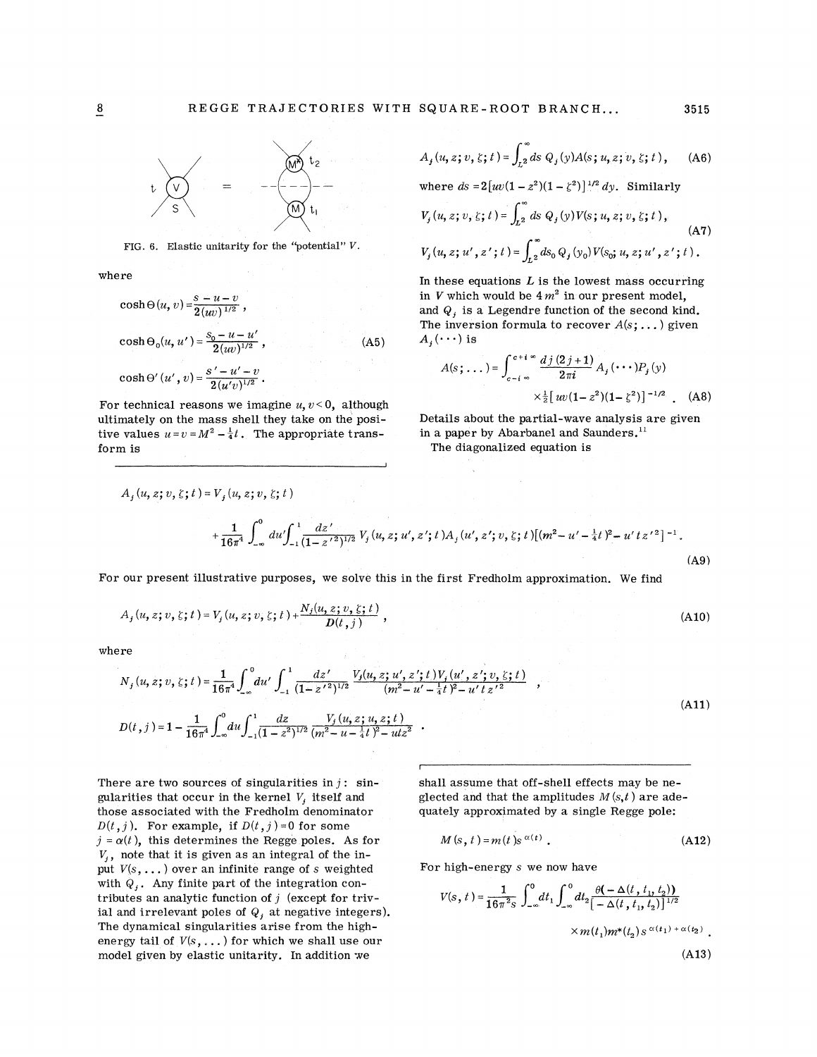FIG. 6. Elastic unitarity for the "potential" $V$.

where

$$\cosh\Theta(u,v)=\frac{s-u-v}{2(uv)^{1/2}},$$

$$\cosh\Theta_0(u,u')=\frac{s_0-u-u'}{2(uv)^{1/2}}, \qquad \text{(A5)}$$

$$\cosh\Theta'(u',v)=\frac{s'-u'-v}{2(u'v)^{1/2}}.$$

For technical reasons we imagine $u, v<0$, although ultimately on the mass shell they take on the positive values $u=v=M^2-\frac{1}{4}t$. The appropriate transform is

$$A_j(u,z;v,\zeta;t)=\int_{L^2}^{\infty} ds\, Q_j(y)A(s;u,z;v,\zeta;t), \qquad \text{(A6)}$$

where $ds=2[uv(1-z^2)(1-\zeta^2)]^{1/2}dy$. Similarly

$$V_j(u,z;v,\zeta;t)=\int_{L^2}^{\infty} ds\, Q_j(y)V(s;u,z;v,\zeta;t), \qquad \text{(A7)}$$

$$V_j(u,z;u',z';t)=\int_{L^2}^{\infty} ds_0\, Q_j(y_0)V(s_0;u,z;u',z';t).$$

In these equations $L$ is the lowest mass occurring in $V$ which would be $4m^2$ in our present model, and $Q_j$ is a Legendre function of the second kind. The inversion formula to recover $A(s;\ldots)$ given $A_j(\cdots)$ is

$$A(s;\ldots)=\int_{c-i\infty}^{c+i\infty}\frac{dj\,(2j+1)}{2\pi i}A_j(\cdots)P_j(y)\times\tfrac{1}{2}[uv(1-z^2)(1-\zeta^2)]^{-1/2}. \qquad \text{(A8)}$$

Details about the partial-wave analysis are given in a paper by Abarbanel and Saunders.[11]

The diagonalized equation is

$$A_j(u,z;v,\zeta;t)=V_j(u,z;v,\zeta;t)+\frac{1}{16\pi^4}\int_{-\infty}^{0}du'\int_{-1}^{1}\frac{dz'}{(1-z'^2)^{1/2}}V_j(u,z;u',z';t)A_j(u',z';v,\zeta;t)[(m^2-u'-\tfrac{1}{4}t)^2-u'tz'^2]^{-1}. \qquad \text{(A9)}$$

For our present illustrative purposes, we solve this in the first Fredholm approximation. We find

$$A_j(u,z;v,\zeta;t)=V_j(u,z;v,\zeta;t)+\frac{N_j(u,z;v,\zeta;t)}{D(t,j)}, \qquad \text{(A10)}$$

where

$$N_j(u,z;v,\zeta;t)=\frac{1}{16\pi^4}\int_{-\infty}^{0}du'\int_{-1}^{1}\frac{dz'}{(1-z'^2)^{1/2}}\frac{V_j(u,z;u',z';t)V_j(u',z';v,\zeta;t)}{(m^2-u'-\frac{1}{4}t)^2-u'tz'^2},$$

$$D(t,j)=1-\frac{1}{16\pi^4}\int_{-\infty}^{0}du\int_{-1}^{1}\frac{dz}{(1-z^2)^{1/2}}\frac{V_j(u,z;u,z;t)}{(m^2-u-\frac{1}{4}t)^2-utz^2}. \qquad \text{(A11)}$$

There are two sources of singularities in $j$: singularities that occur in the kernel $V_j$ itself and those associated with the Fredholm denominator $D(t,j)$. For example, if $D(t,j)=0$ for some $j=\alpha(t)$, this determines the Regge poles. As for $V_j$, note that it is given as an integral of the input $V(s,\ldots)$ over an infinite range of $s$ weighted with $Q_j$. Any finite part of the integration contributes an analytic function of $j$ (except for trivial and irrelevant poles of $Q_j$ at negative integers). The dynamical singularities arise from the high-energy tail of $V(s,\ldots)$ for which we shall use our model given by elastic unitarity. In addition we shall assume that off-shell effects may be neglected and that the amplitudes $M(s,t)$ are adequately approximated by a single Regge pole:

$$M(s,t)=m(t)s^{\alpha(t)}. \qquad \text{(A12)}$$

For high-energy $s$ we now have

$$V(s,t)=\frac{1}{16\pi^2 s}\int_{-\infty}^{0}dt_1\int_{-\infty}^{0}dt_2\frac{\theta(-\Delta(t,t_1,t_2))}{[-\Delta(t,t_1,t_2)]^{1/2}}\times m(t_1)m^*(t_2)s^{\alpha(t_1)+\alpha(t_2)}. \qquad \text{(A13)}$$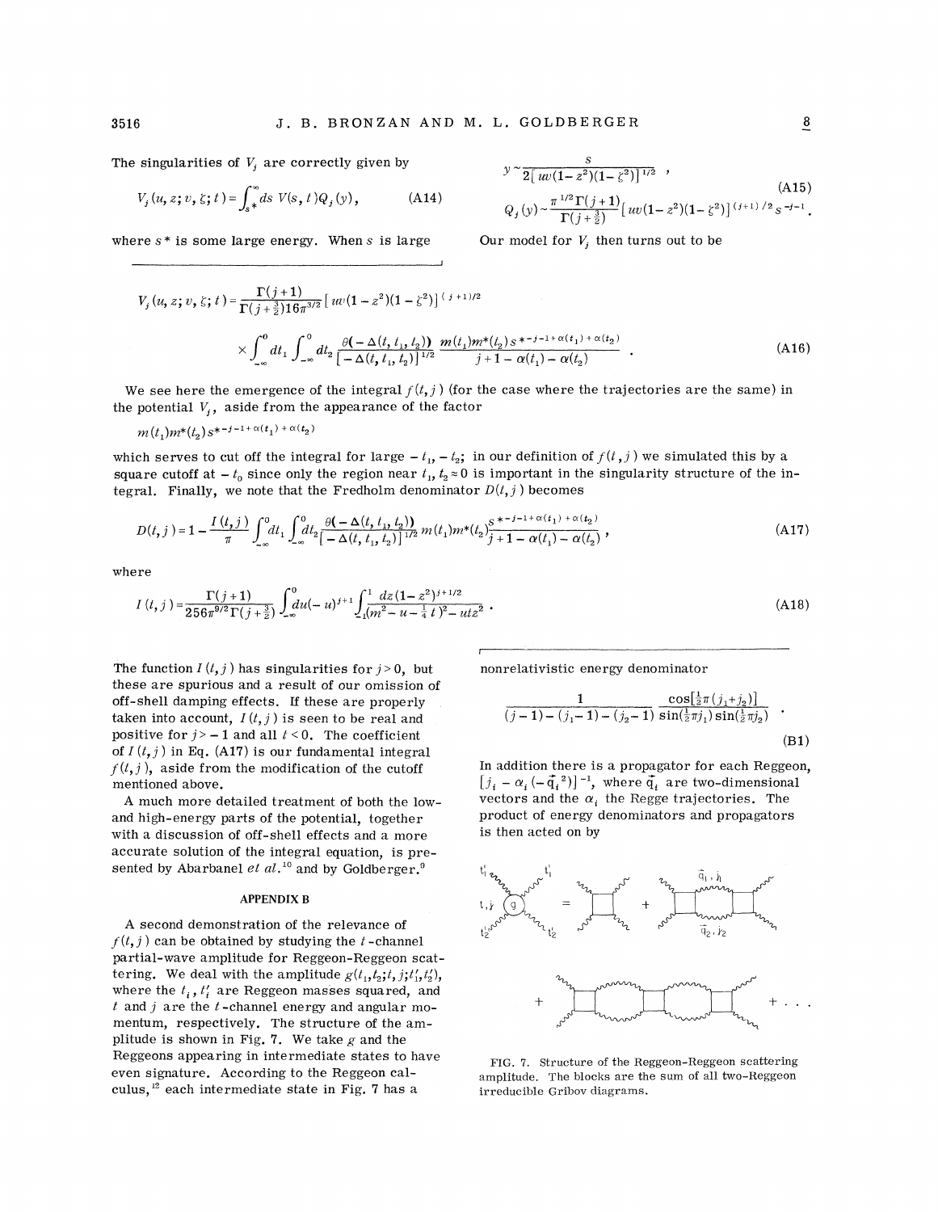The singularities of $V_j$ are correctly given by

$$V_j(u, z; v, \xi; t) = \int_{s^*}^{\infty} ds\, V(s, t) Q_j(y), \tag{A14}$$

where $s^*$ is some large energy. When $s$ is large

$$y \sim \frac{s}{2[uv(1-z^2)(1-\xi^2)]^{1/2}},$$

$$Q_j(y) \sim \frac{\pi^{1/2}\Gamma(j+1)}{\Gamma(j+\frac{3}{2})}[uv(1-z^2)(1-\xi^2)]^{(j+1)/2} s^{-j-1}. \tag{A15}$$

Our model for $V_j$ then turns out to be

$$V_j(u, z; v, \xi; t) = \frac{\Gamma(j+1)}{\Gamma(j+\frac{3}{2})16\pi^{3/2}}[uv(1-z^2)(1-\xi^2)]^{(j+1)/2}$$
$$\times \int_{-\infty}^{0} dt_1 \int_{-\infty}^{0} dt_2 \frac{\theta(-\Delta(t, t_1, t_2))}{[-\Delta(t, t_1, t_2)]^{1/2}} \frac{m(t_1)m^*(t_2)s^{*-j-1+\alpha(t_1)+\alpha(t_2)}}{j+1-\alpha(t_1)-\alpha(t_2)}. \tag{A16}$$

We see here the emergence of the integral $f(t, j)$ (for the case where the trajectories are the same) in the potential $V_j$, aside from the appearance of the factor

$$m(t_1)m^*(t_2)s^{*-j-1+\alpha(t_1)+\alpha(t_2)}$$

which serves to cut off the integral for large $-t_1$, $-t_2$; in our definition of $f(t, j)$ we simulated this by a square cutoff at $-t_0$ since only the region near $t_1, t_2 \approx 0$ is important in the singularity structure of the integral. Finally, we note that the Fredholm denominator $D(t, j)$ becomes

$$D(t, j) = 1 - \frac{I(t, j)}{\pi} \int_{-\infty}^{0} dt_1 \int_{-\infty}^{0} dt_2 \frac{\theta(-\Delta(t, t_1, t_2))}{[-\Delta(t, t_1, t_2)]^{1/2}} m(t_1)m^*(t_2) \frac{s^{*-j-1+\alpha(t_1)+\alpha(t_2)}}{j+1-\alpha(t_1)-\alpha(t_2)}, \tag{A17}$$

where

$$I(t, j) = \frac{\Gamma(j+1)}{256\pi^{9/2}\Gamma(j+\frac{3}{2})} \int_{-\infty}^{0} du(-u)^{j+1} \int_{-1}^{1} \frac{dz(1-z^2)^{j+1/2}}{(m^2 - u - \frac{1}{4}t)^2 - utz^2}. \tag{A18}$$

The function $I(t, j)$ has singularities for $j > 0$, but these are spurious and a result of our omission of off-shell damping effects. If these are properly taken into account, $I(t, j)$ is seen to be real and positive for $j > -1$ and all $t < 0$. The coefficient of $I(t, j)$ in Eq. (A17) is our fundamental integral $f(t, j)$, aside from the modification of the cutoff mentioned above.

A much more detailed treatment of both the low- and high-energy parts of the potential, together with a discussion of off-shell effects and a more accurate solution of the integral equation, is presented by Abarbanel *et al.*[10] and by Goldberger.[9]

## APPENDIX B

A second demonstration of the relevance of $f(t, j)$ can be obtained by studying the $t$-channel partial-wave amplitude for Reggeon-Reggeon scattering. We deal with the amplitude $g(t_1, t_2; t, j; t_1', t_2')$, where the $t_i$, $t_i'$ are Reggeon masses squared, and $t$ and $j$ are the $t$-channel energy and angular momentum, respectively. The structure of the amplitude is shown in Fig. 7. We take $g$ and the Reggeons appearing in intermediate states to have even signature. According to the Reggeon calculus,[12] each intermediate state in Fig. 7 has a nonrelativistic energy denominator

$$\frac{1}{(j-1)-(j_1-1)-(j_2-1)} \frac{\cos[\frac{1}{2}\pi(j_1+j_2)]}{\sin(\frac{1}{2}\pi j_1)\sin(\frac{1}{2}\pi j_2)}. \tag{B1}$$

In addition there is a propagator for each Reggeon, $[j_i - \alpha_i(-\vec{q}_i^{\,2})]^{-1}$, where $\vec{q}_i$ are two-dimensional vectors and the $\alpha_i$ the Regge trajectories. The product of energy denominators and propagators is then acted on by

FIG. 7. Structure of the Reggeon-Reggeon scattering amplitude. The blocks are the sum of all two-Reggeon irreducible Gribov diagrams.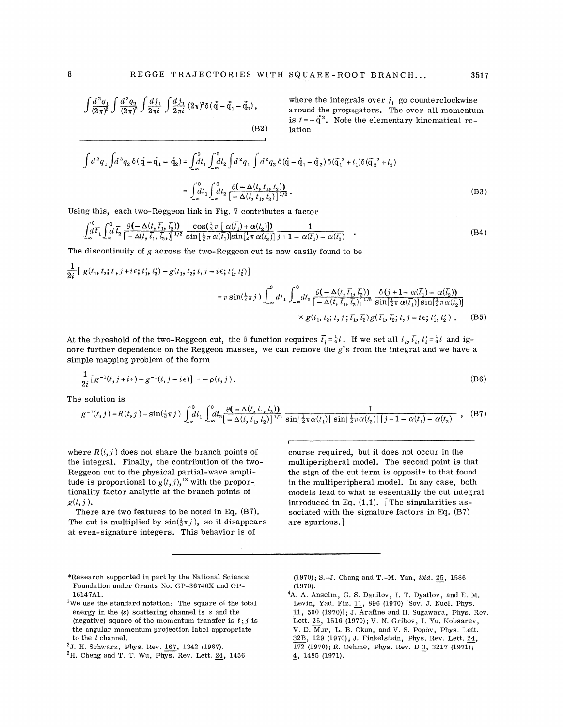$$\int \frac{d^2 q_1}{(2\pi)^2} \int \frac{d^2 q_2}{(2\pi)^2} \int \frac{dj_1}{2\pi i} \int \frac{dj_2}{2\pi i} (2\pi)^2 \delta(\vec{q} - \vec{q}_1 - \vec{q}_2), \tag{B2}$$

where the integrals over $j_i$ go counterclockwise around the propagators. The over-all momentum is $t = -\vec{q}^{\,2}$. Note the elementary kinematical relation

$$\int d^2 q_1 \int d^2 q_2 \, \delta(\vec{q} - \vec{q}_1 - \vec{q}_2) = \int_{-\infty}^{0} dt_1 \int_{-\infty}^{0} dt_2 \int d^2 q_1 \int d^2 q_2 \, \delta(\vec{q} - \vec{q}_1 - \vec{q}_2) \delta(\vec{q}_1^{\,2} + t_1) \delta(\vec{q}_2^{\,2} + t_2)$$

$$= \int_{-\infty}^{0} dt_1 \int_{-\infty}^{0} dt_2 \frac{\theta(-\Delta(t, t_1, t_2))}{[-\Delta(t, t_1, t_2)]^{1/2}} . \tag{B3}$$

Using this, each two-Reggeon link in Fig. 7 contributes a factor

$$\int_{-\infty}^{0} d\bar{t}_1 \int_{-\infty}^{0} d\bar{t}_2 \frac{\theta(-\Delta(t, \bar{t}_1, \bar{t}_2))}{[-\Delta(t, \bar{t}_1, \bar{t}_2)]^{1/2}} \frac{\cos(\frac{1}{2}\pi[\alpha(\bar{t}_1) + \alpha(\bar{t}_2)])}{\sin[\frac{1}{2}\pi\alpha(\bar{t}_1)]\sin[\frac{1}{2}\pi\alpha(\bar{t}_2)]} \frac{1}{j + 1 - \alpha(\bar{t}_1) - \alpha(\bar{t}_2)} . \tag{B4}$$

The discontinuity of $g$ across the two-Reggeon cut is now easily found to be

$$\frac{1}{2i}[g(t_1, t_2; t, j + i\epsilon; t_1', t_2') - g(t_1, t_2; t, j - i\epsilon; t_1', t_2')]$$

$$= \pi \sin(\tfrac{1}{2}\pi j) \int_{-\infty}^{0} d\bar{t}_1 \int_{-\infty}^{0} d\bar{t}_2 \frac{\theta(-\Delta(t, \bar{t}_1, \bar{t}_2))}{[-\Delta(t, \bar{t}_1, \bar{t}_2)]^{1/2}} \frac{\delta(j + 1 - \alpha(\bar{t}_1) - \alpha(\bar{t}_2))}{\sin[\frac{1}{2}\pi\alpha(\bar{t}_1)]\sin[\frac{1}{2}\pi\alpha(\bar{t}_2)]}$$

$$\times g(t_1, t_2; t, j; \bar{t}_1, \bar{t}_2) g(\bar{t}_1, \bar{t}_2; t, j - i\epsilon; t_1', t_2') . \tag{B5}$$

At the threshold of the two-Reggeon cut, the $\delta$ function requires $\bar{t}_i = \frac{1}{4}t$. If we set all $t_i, \bar{t}_i, t_i' = \frac{1}{4}t$ and ignore further dependence on the Reggeon masses, we can remove the $g$'s from the integral and we have a simple mapping problem of the form

$$\frac{1}{2i}[g^{-1}(t, j + i\epsilon) - g^{-1}(t, j - i\epsilon)] = -\rho(t, j) . \tag{B6}$$

The solution is

$$g^{-1}(t, j) = R(t, j) + \sin(\tfrac{1}{2}\pi j) \int_{-\infty}^{0} dt_1 \int_{-\infty}^{0} dt_2 \frac{\theta(-\Delta(t, t_1, t_2))}{[-\Delta(t, t_1, t_2)]^{1/2}} \frac{1}{\sin[\frac{1}{2}\pi\alpha(t_1)]\sin[\frac{1}{2}\pi\alpha(t_2)][j + 1 - \alpha(t_1) - \alpha(t_2)]} , \tag{B7}$$

where $R(t, j)$ does not share the branch points of the integral. Finally, the contribution of the two-Reggeon cut to the physical partial-wave amplitude is proportional to $g(t, j)$,[13] with the proportionality factor analytic at the branch points of $g(t, j)$.

There are two features to be noted in Eq. (B7). The cut is multiplied by $\sin(\frac{1}{2}\pi j)$, so it disappears at even-signature integers. This behavior is of course required, but it does not occur in the multiperipheral model. The second point is that the sign of the cut term is opposite to that found in the multiperipheral model. In any case, both models lead to what is essentially the cut integral introduced in Eq. (1.1). [The singularities associated with the signature factors in Eq. (B7) are spurious.]

---

*Research supported in part by the National Science Foundation under Grants No. GP-36740X and GP-16147A1.

[1] We use the standard notation: The square of the total energy in the (s) scattering channel is $s$ and the (negative) square of the momentum transfer is $t$; $j$ is the angular momentum projection label appropriate to the $t$ channel.

[2] J. H. Schwarz, Phys. Rev. 167, 1342 (1967).

[3] H. Cheng and T. T. Wu, Phys. Rev. Lett. 24, 1456 (1970); S.-J. Chang and T.-M. Yan, *ibid.* 25, 1586 (1970).

[4] A. A. Anselm, G. S. Danilov, I. T. Dyatlov, and E. M. Levin, Yad. Fiz. 11, 896 (1970) [Sov. J. Nucl. Phys. 11, 500 (1970)]; J. Arafine and H. Sugawara, Phys. Rev. Lett. 25, 1516 (1970); V. N. Gribov, I. Yu. Kobsarev, V. D. Mur, L. B. Okun, and V. S. Popov, Phys. Lett. 32B, 129 (1970); J. Finkelstein, Phys. Rev. Lett. 24, 172 (1970); R. Oehme, Phys. Rev. D 3, 3217 (1971); 4, 1485 (1971).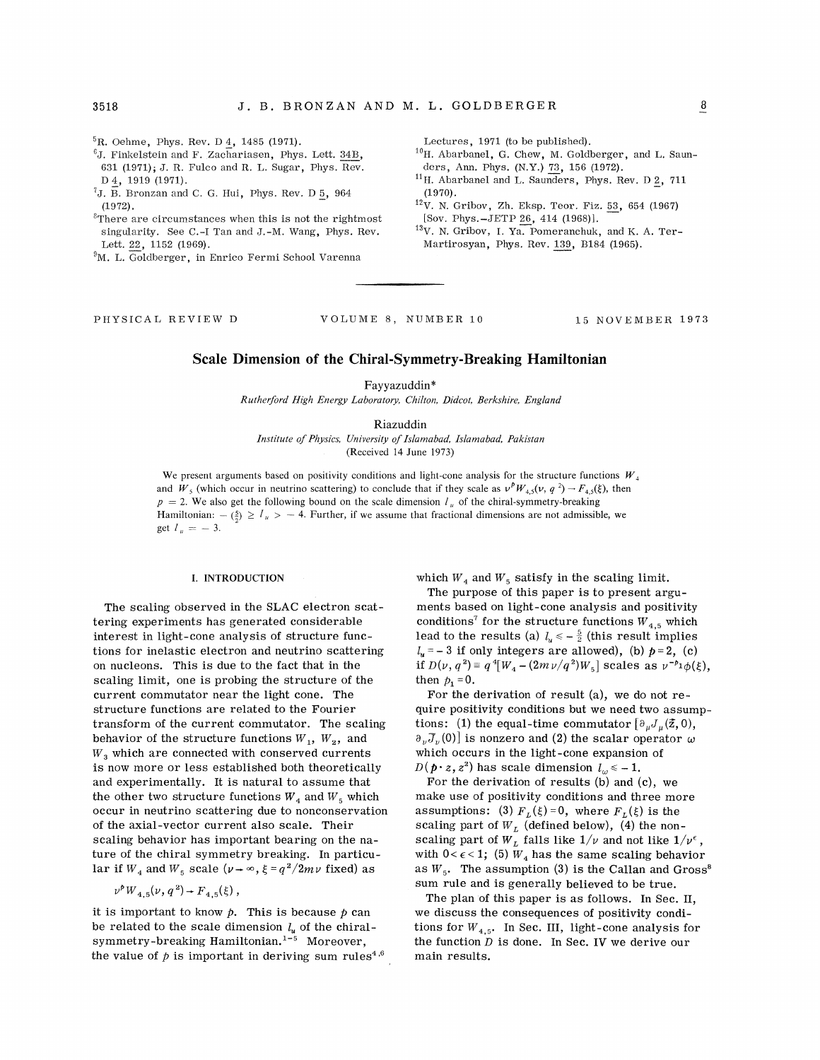[5]R. Oehme, Phys. Rev. D 4, 1485 (1971).

[6]J. Finkelstein and F. Zachariasen, Phys. Lett. 34B, 631 (1971); J. R. Fulco and R. L. Sugar, Phys. Rev. D 4, 1919 (1971).

[7]J. B. Bronzan and C. G. Hui, Phys. Rev. D 5, 964 (1972).

[8]There are circumstances when this is not the rightmost singularity. See C.-I Tan and J.-M. Wang, Phys. Rev. Lett. 22, 1152 (1969).

[9]M. L. Goldberger, in Enrico Fermi School Varenna Lectures, 1971 (to be published).

[10]H. Abarbanel, G. Chew, M. Goldberger, and L. Saunders, Ann. Phys. (N.Y.) 73, 156 (1972).

[11]H. Abarbanel and L. Saunders, Phys. Rev. D 2, 711 (1970).

[12]V. N. Gribov, Zh. Eksp. Teor. Fiz. 53, 654 (1967) [Sov. Phys.–JETP 26, 414 (1968)].

[13]V. N. Gribov, I. Ya. Pomeranchuk, and K. A. Ter-Martirosyan, Phys. Rev. 139, B184 (1965).

---

PHYSICAL REVIEW D VOLUME 8, NUMBER 10 15 NOVEMBER 1973

# Scale Dimension of the Chiral-Symmetry-Breaking Hamiltonian

Fayyazuddin*

*Rutherford High Energy Laboratory, Chilton, Didcot, Berkshire, England*

Riazuddin

*Institute of Physics, University of Islamabad, Islamabad, Pakistan*

(Received 14 June 1973)

We present arguments based on positivity conditions and light-cone analysis for the structure functions $W_4$ and $W_5$ (which occur in neutrino scattering) to conclude that if they scale as $\nu^p W_{4,5}(\nu, q^2) \to F_{4,5}(\xi)$, then $p = 2$. We also get the following bound on the scale dimension $l_u$ of the chiral-symmetry-breaking Hamiltonian: $-(\frac{5}{2}) \geq l_u > -4$. Further, if we assume that fractional dimensions are not admissible, we get $l_u = -3$.

## I. INTRODUCTION

The scaling observed in the SLAC electron scattering experiments has generated considerable interest in light-cone analysis of structure functions for inelastic electron and neutrino scattering on nucleons. This is due to the fact that in the scaling limit, one is probing the structure of the current commutator near the light cone. The structure functions are related to the Fourier transform of the current commutator. The scaling behavior of the structure functions $W_1$, $W_2$, and $W_3$ which are connected with conserved currents is now more or less established both theoretically and experimentally. It is natural to assume that the other two structure functions $W_4$ and $W_5$ which occur in neutrino scattering due to nonconservation of the axial-vector current also scale. Their scaling behavior has important bearing on the nature of the chiral symmetry breaking. In particular if $W_4$ and $W_5$ scale ($\nu \to \infty$, $\xi = q^2/2m\nu$ fixed) as

$$\nu^p W_{4,5}(\nu, q^2) \to F_{4,5}(\xi),$$

it is important to know $p$. This is because $p$ can be related to the scale dimension $l_u$ of the chiral-symmetry-breaking Hamiltonian.[1-5] Moreover, the value of $p$ is important in deriving sum rules[4,6] which $W_4$ and $W_5$ satisfy in the scaling limit.

The purpose of this paper is to present arguments based on light-cone analysis and positivity conditions[7] for the structure functions $W_{4,5}$ which lead to the results (a) $l_u \leq -\frac{5}{2}$ (this result implies $l_u = -3$ if only integers are allowed), (b) $p = 2$, (c) if $D(\nu, q^2) \equiv q^4[W_4 - (2m\nu/q^2)W_5]$ scales as $\nu^{-p_1}\phi(\xi)$, then $p_1 = 0$.

For the derivation of result (a), we do not require positivity conditions but we need two assumptions: (1) the equal-time commutator $[\partial_\mu J_\mu(\vec{z}, 0), \partial_\nu \bar{J}_\nu(0)]$ is nonzero and (2) the scalar operator $\omega$ which occurs in the light-cone expansion of $D(p \cdot z, z^2)$ has scale dimension $l_\omega \leq -1$.

For the derivation of results (b) and (c), we make use of positivity conditions and three more assumptions: (3) $F_L(\xi) = 0$, where $F_L(\xi)$ is the scaling part of $W_L$ (defined below), (4) the nonscaling part of $W_L$ falls like $1/\nu$ and not like $1/\nu^\epsilon$, with $0 < \epsilon < 1$; (5) $W_4$ has the same scaling behavior as $W_5$. The assumption (3) is the Callan and Gross[8] sum rule and is generally believed to be true.

The plan of this paper is as follows. In Sec. II, we discuss the consequences of positivity conditions for $W_{4,5}$. In Sec. III, light-cone analysis for the function $D$ is done. In Sec. IV we derive our main results.